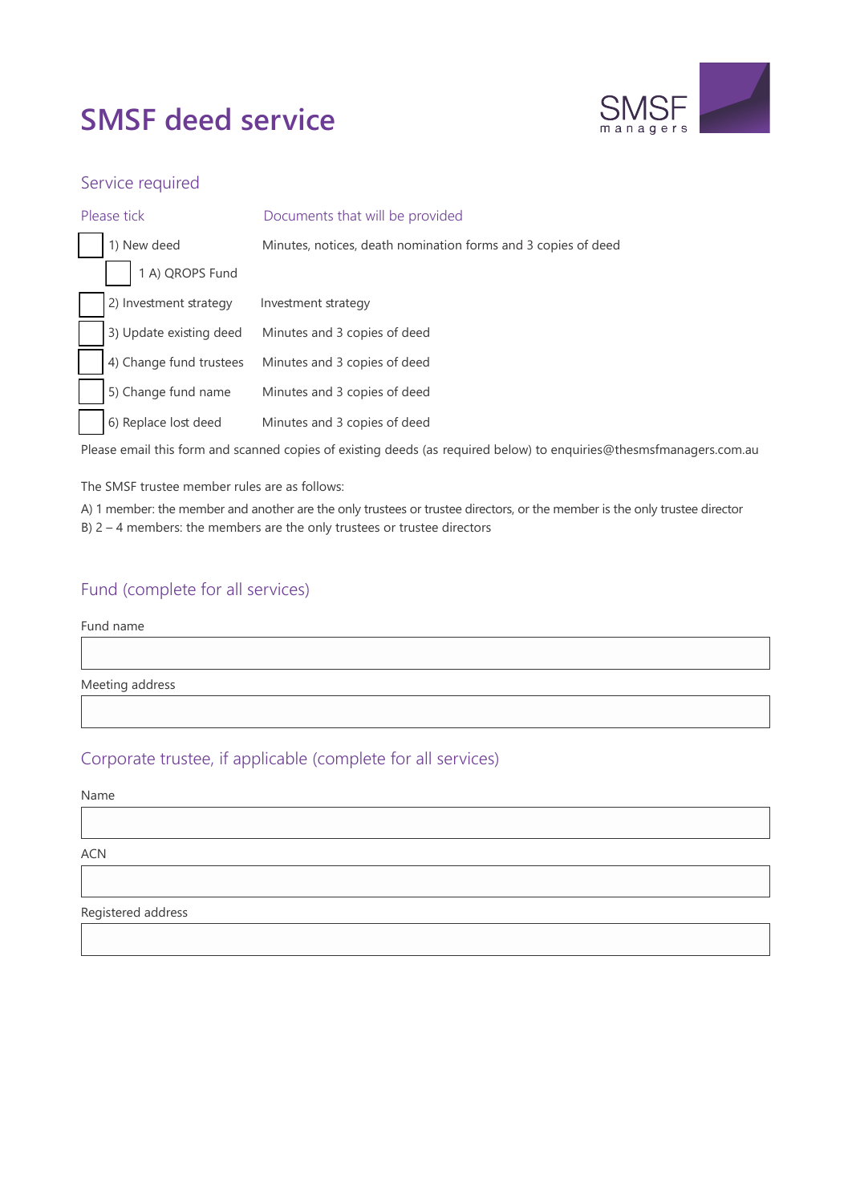# SMSF deed service

SMSF managers

## Service required

| Please tick | Documents that will be provided |
|---|---|
| ☐ 1) New deed | Minutes, notices, death nomination forms and 3 copies of deed |
| ☐ 1 A) QROPS Fund | |
| ☐ 2) Investment strategy | Investment strategy |
| ☐ 3) Update existing deed | Minutes and 3 copies of deed |
| ☐ 4) Change fund trustees | Minutes and 3 copies of deed |
| ☐ 5) Change fund name | Minutes and 3 copies of deed |
| ☐ 6) Replace lost deed | Minutes and 3 copies of deed |

Please email this form and scanned copies of existing deeds (as required below) to enquiries@thesmsfmanagers.com.au

The SMSF trustee member rules are as follows:

A) 1 member: the member and another are the only trustees or trustee directors, or the member is the only trustee director
B) 2 – 4 members: the members are the only trustees or trustee directors

## Fund (complete for all services)

Fund name

Meeting address

## Corporate trustee, if applicable (complete for all services)

Name

ACN

Registered address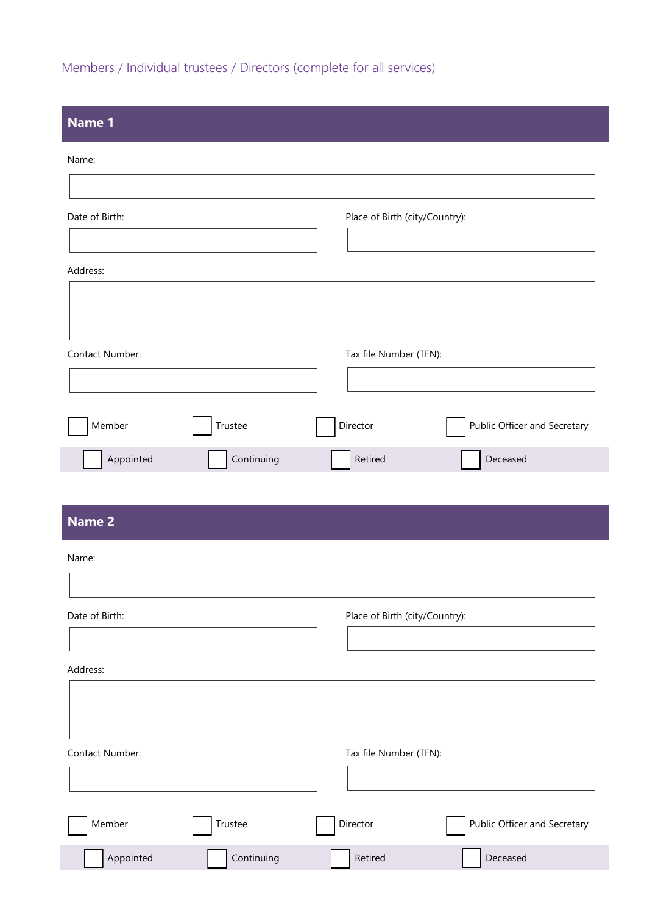## Members / Individual trustees / Directors (complete for all services)

### Name 1

Name:

Date of Birth:

Place of Birth (city/Country):

Address:

Contact Number:

Tax file Number (TFN):

☐ Member ☐ Trustee ☐ Director ☐ Public Officer and Secretary

☐ Appointed ☐ Continuing ☐ Retired ☐ Deceased

### Name 2

Name:

Date of Birth:

Place of Birth (city/Country):

Address:

Contact Number:

Tax file Number (TFN):

☐ Member ☐ Trustee ☐ Director ☐ Public Officer and Secretary

☐ Appointed ☐ Continuing ☐ Retired ☐ Deceased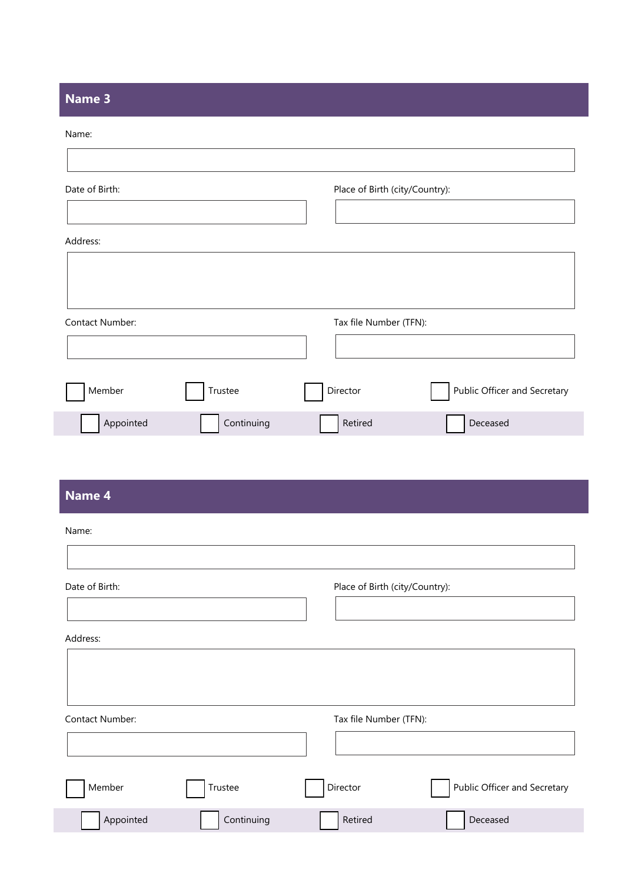## Name 3

Name:

Date of Birth:

Place of Birth (city/Country):

Address:

Contact Number:

Tax file Number (TFN):

☐ Member ☐ Trustee ☐ Director ☐ Public Officer and Secretary

☐ Appointed ☐ Continuing ☐ Retired ☐ Deceased

## Name 4

Name:

Date of Birth:

Place of Birth (city/Country):

Address:

Contact Number:

Tax file Number (TFN):

☐ Member ☐ Trustee ☐ Director ☐ Public Officer and Secretary

☐ Appointed ☐ Continuing ☐ Retired ☐ Deceased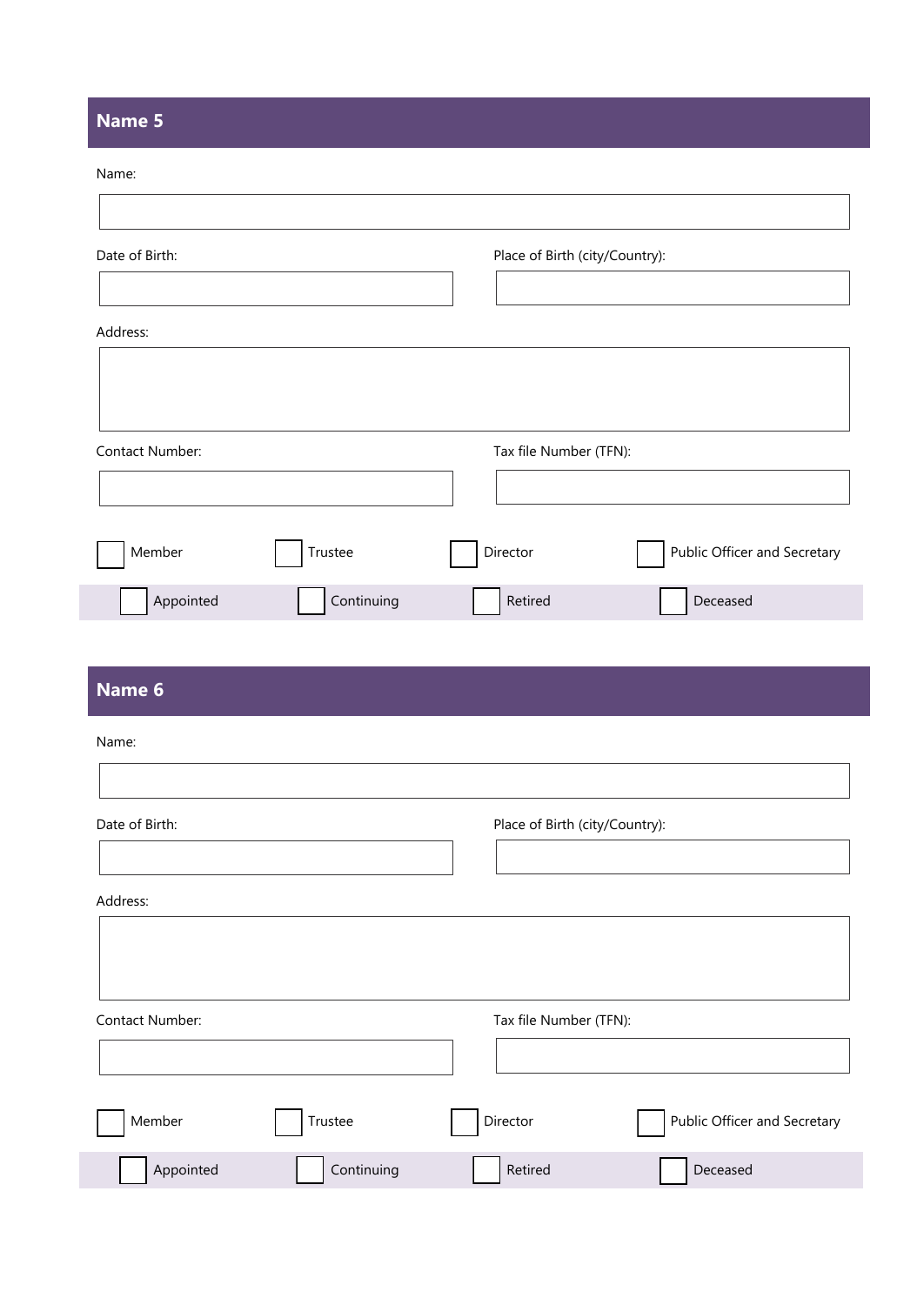## Name 5

Name:

Date of Birth:

Place of Birth (city/Country):

Address:

Contact Number:

Tax file Number (TFN):

☐ Member ☐ Trustee ☐ Director ☐ Public Officer and Secretary

☐ Appointed ☐ Continuing ☐ Retired ☐ Deceased

## Name 6

Name:

Date of Birth:

Place of Birth (city/Country):

Address:

Contact Number:

Tax file Number (TFN):

☐ Member ☐ Trustee ☐ Director ☐ Public Officer and Secretary

☐ Appointed ☐ Continuing ☐ Retired ☐ Deceased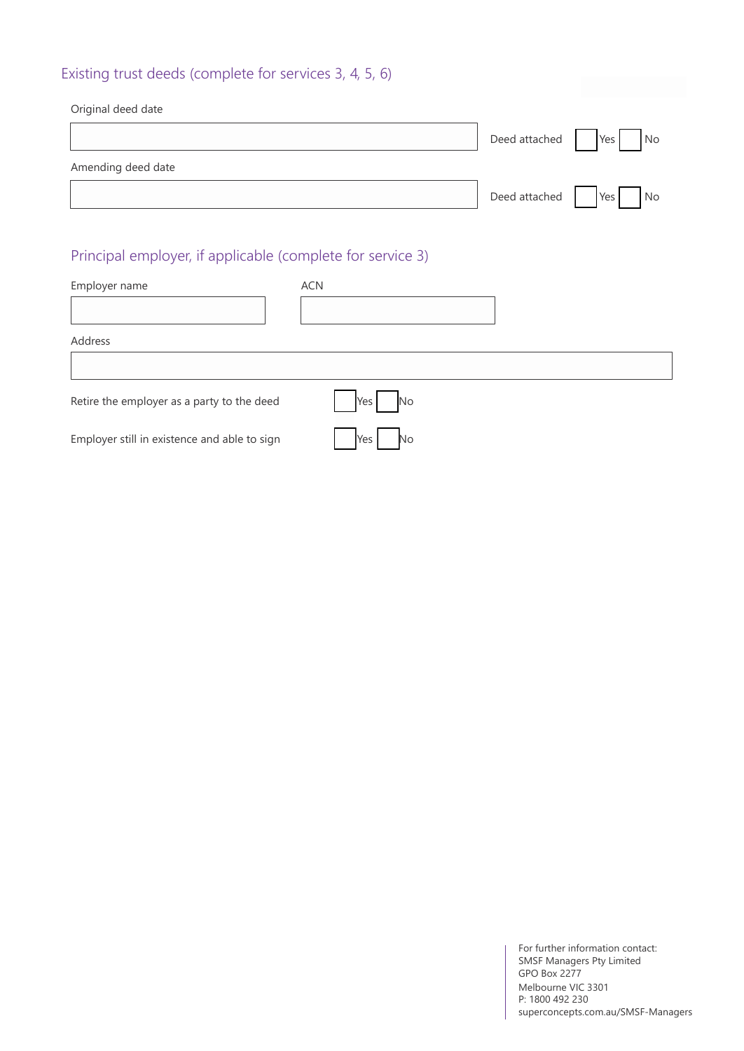## Existing trust deeds (complete for services 3, 4, 5, 6)

Original deed date

Deed attached ☐ Yes ☐ No

Amending deed date

Deed attached ☐ Yes ☐ No

## Principal employer, if applicable (complete for service 3)

Employer name

ACN

Address

Retire the employer as a party to the deed ☐ Yes ☐ No

Employer still in existence and able to sign ☐ Yes ☐ No

For further information contact:
SMSF Managers Pty Limited
GPO Box 2277
Melbourne VIC 3301
P: 1800 492 230
superconcepts.com.au/SMSF-Managers